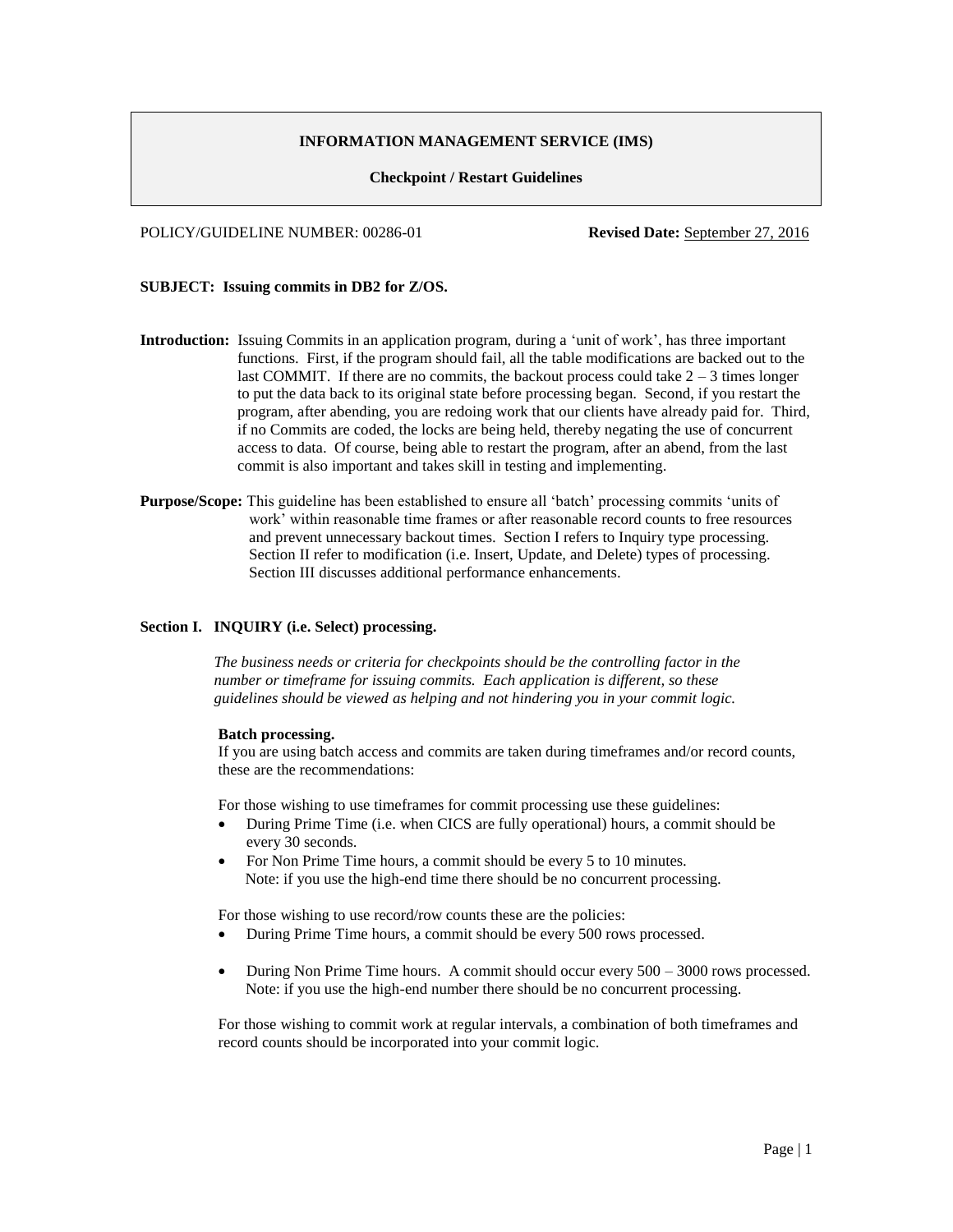**INFORMATION MANAGEMENT SERVICE (IMS)**

**Checkpoint / Restart Guidelines**

POLICY/GUIDELINE NUMBER: 00286-01 **Revised Date:** September 27, 2016

**SUBJECT: Issuing commits in DB2 for Z/OS.**

**Introduction:** Issuing Commits in an application program, during a 'unit of work', has three important functions. First, if the program should fail, all the table modifications are backed out to the last COMMIT. If there are no commits, the backout process could take 2 – 3 times longer to put the data back to its original state before processing began. Second, if you restart the program, after abending, you are redoing work that our clients have already paid for. Third, if no Commits are coded, the locks are being held, thereby negating the use of concurrent access to data. Of course, being able to restart the program, after an abend, from the last commit is also important and takes skill in testing and implementing.

**Purpose/Scope:** This guideline has been established to ensure all 'batch' processing commits 'units of work' within reasonable time frames or after reasonable record counts to free resources and prevent unnecessary backout times. Section I refers to Inquiry type processing. Section II refer to modification (i.e. Insert, Update, and Delete) types of processing. Section III discusses additional performance enhancements.

**Section I. INQUIRY (i.e. Select) processing.**

*The business needs or criteria for checkpoints should be the controlling factor in the number or timeframe for issuing commits. Each application is different, so these guidelines should be viewed as helping and not hindering you in your commit logic.*

**Batch processing.**

If you are using batch access and commits are taken during timeframes and/or record counts, these are the recommendations:

For those wishing to use timeframes for commit processing use these guidelines:

- During Prime Time (i.e. when CICS are fully operational) hours, a commit should be every 30 seconds.
- For Non Prime Time hours, a commit should be every 5 to 10 minutes.
  Note: if you use the high-end time there should be no concurrent processing.

For those wishing to use record/row counts these are the policies:

- During Prime Time hours, a commit should be every 500 rows processed.
- During Non Prime Time hours. A commit should occur every 500 – 3000 rows processed.
  Note: if you use the high-end number there should be no concurrent processing.

For those wishing to commit work at regular intervals, a combination of both timeframes and record counts should be incorporated into your commit logic.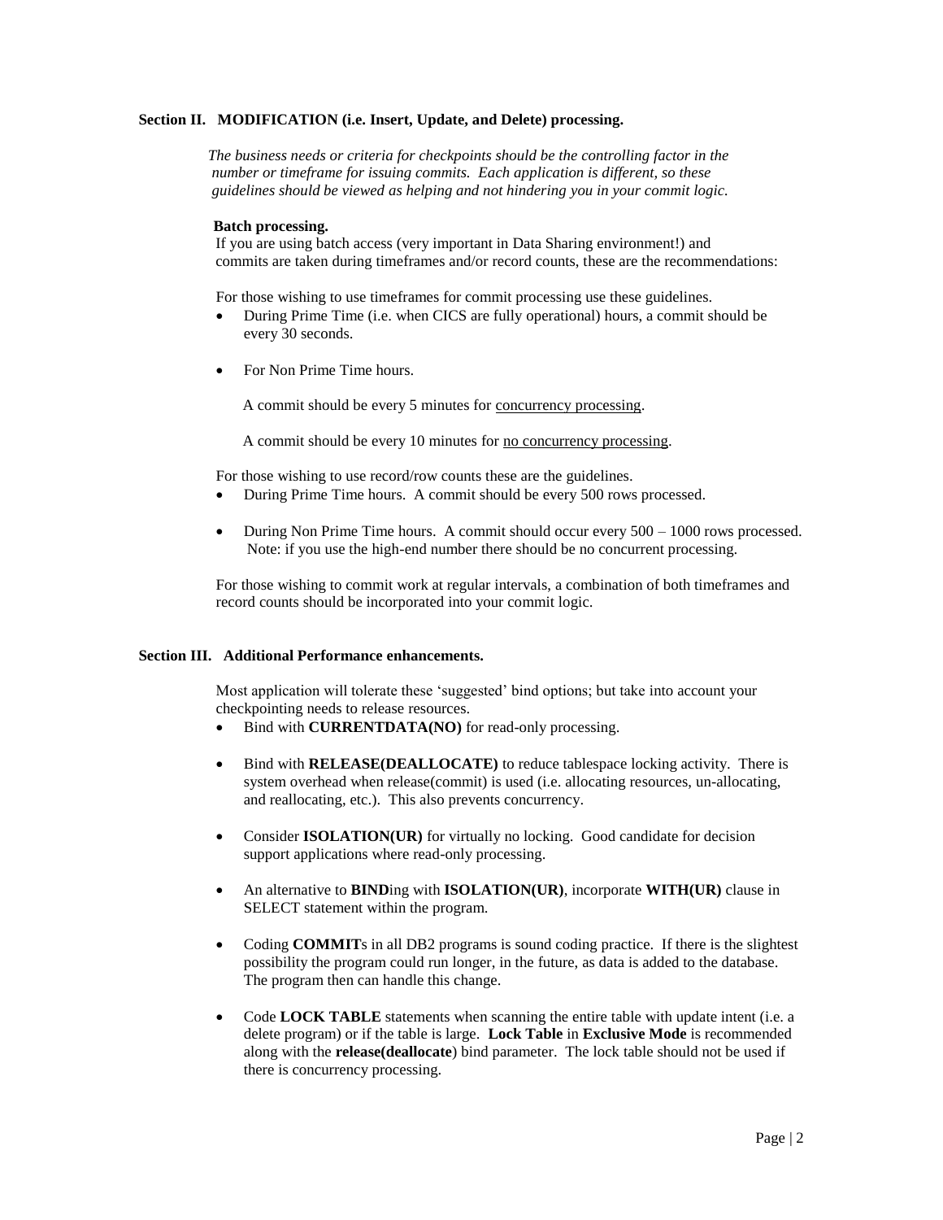## Section II. MODIFICATION (i.e. Insert, Update, and Delete) processing.

*The business needs or criteria for checkpoints should be the controlling factor in the number or timeframe for issuing commits. Each application is different, so these guidelines should be viewed as helping and not hindering you in your commit logic.*

**Batch processing.**

If you are using batch access (very important in Data Sharing environment!) and commits are taken during timeframes and/or record counts, these are the recommendations:

For those wishing to use timeframes for commit processing use these guidelines.

- During Prime Time (i.e. when CICS are fully operational) hours, a commit should be every 30 seconds.
- For Non Prime Time hours.

  A commit should be every 5 minutes for <u>concurrency processing</u>.

  A commit should be every 10 minutes for <u>no concurrency processing</u>.

For those wishing to use record/row counts these are the guidelines.

- During Prime Time hours. A commit should be every 500 rows processed.
- During Non Prime Time hours. A commit should occur every 500 – 1000 rows processed. Note: if you use the high-end number there should be no concurrent processing.

For those wishing to commit work at regular intervals, a combination of both timeframes and record counts should be incorporated into your commit logic.

## Section III. Additional Performance enhancements.

Most application will tolerate these 'suggested' bind options; but take into account your checkpointing needs to release resources.

- Bind with **CURRENTDATA(NO)** for read-only processing.
- Bind with **RELEASE(DEALLOCATE)** to reduce tablespace locking activity. There is system overhead when release(commit) is used (i.e. allocating resources, un-allocating, and reallocating, etc.). This also prevents concurrency.
- Consider **ISOLATION(UR)** for virtually no locking. Good candidate for decision support applications where read-only processing.
- An alternative to **BIND**ing with **ISOLATION(UR)**, incorporate **WITH(UR)** clause in SELECT statement within the program.
- Coding **COMMIT**s in all DB2 programs is sound coding practice. If there is the slightest possibility the program could run longer, in the future, as data is added to the database. The program then can handle this change.
- Code **LOCK TABLE** statements when scanning the entire table with update intent (i.e. a delete program) or if the table is large. **Lock Table** in **Exclusive Mode** is recommended along with the **release(deallocate**) bind parameter. The lock table should not be used if there is concurrency processing.